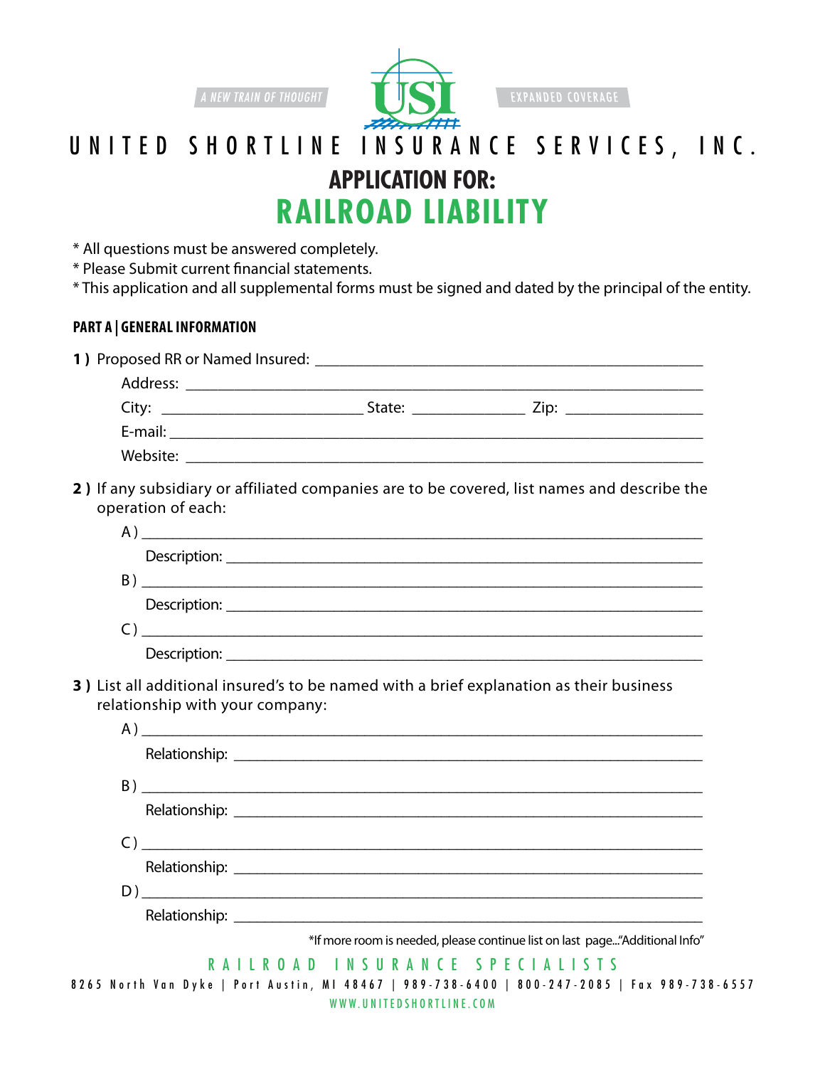A NEW TRAIN OF THOUGHT

USI

EXPANDED COVERAGE

# UNITED SHORTLINE INSURANCE SERVICES, INC.

## APPLICATION FOR:

# RAILROAD LIABILITY

* All questions must be answered completely.
* Please Submit current financial statements.
* This application and all supplemental forms must be signed and dated by the principal of the entity.

### PART A | GENERAL INFORMATION

**1 )** Proposed RR or Named Insured: ______________________________________________

Address: ______________________________________________________________

City: __________________________ State: ______________ Zip: _________________

E-mail: _______________________________________________________________

Website: ______________________________________________________________

**2 )** If any subsidiary or affiliated companies are to be covered, list names and describe the operation of each:

A ) ________________________________________________________________

Description: __________________________________________________________

B ) ________________________________________________________________

Description: __________________________________________________________

C ) ________________________________________________________________

Description: __________________________________________________________

**3 )** List all additional insured's to be named with a brief explanation as their business relationship with your company:

A ) ________________________________________________________________

Relationship: _________________________________________________________

B ) ________________________________________________________________

Relationship: _________________________________________________________

C ) ________________________________________________________________

Relationship: _________________________________________________________

D ) ________________________________________________________________

Relationship: _________________________________________________________

*If more room is needed, please continue list on last page..."Additional Info"

RAILROAD INSURANCE SPECIALISTS

8265 North Van Dyke | Port Austin, MI 48467 | 989-738-6400 | 800-247-2085 | Fax 989-738-6557

WWW.UNITEDSHORTLINE.COM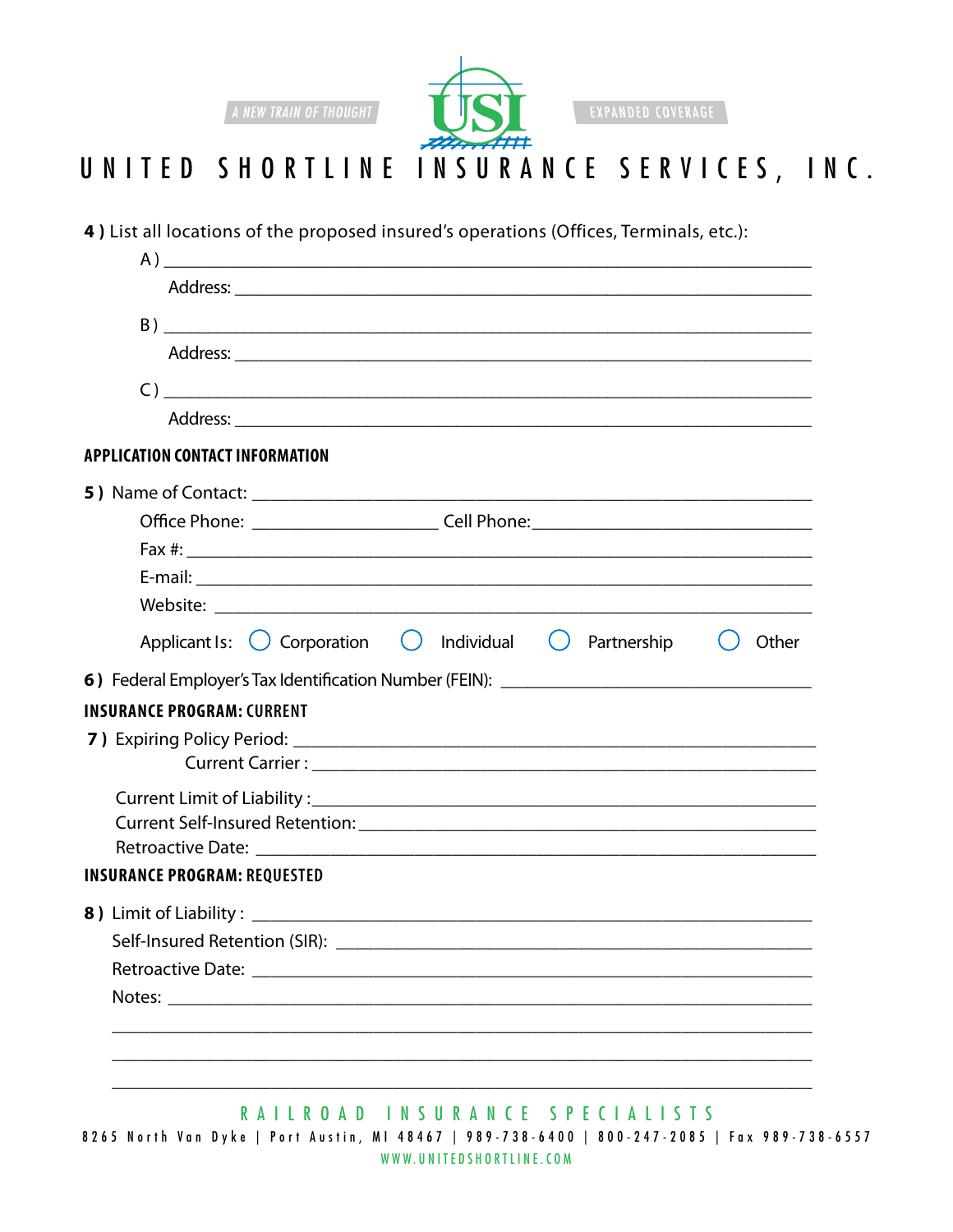**4 )** List all locations of the proposed insured's operations (Offices, Terminals, etc.):

A ) ____________________________________________

Address: ____________________________________________

B ) ____________________________________________

Address: ____________________________________________

C ) ____________________________________________

Address: ____________________________________________

## APPLICATION CONTACT INFORMATION

**5 )** Name of Contact: ____________________________________________

Office Phone: ____________________ Cell Phone: ____________________

Fax #: ____________________________________________

E-mail: ____________________________________________

Website: ____________________________________________

Applicant Is: ◯ Corporation ◯ Individual ◯ Partnership ◯ Other

**6 )** Federal Employer's Tax Identification Number (FEIN): ____________________

## INSURANCE PROGRAM: CURRENT

**7 )** Expiring Policy Period: ____________________________________________

Current Carrier : ____________________________________________

Current Limit of Liability : ____________________________________________

Current Self-Insured Retention: ____________________________________________

Retroactive Date: ____________________________________________

## INSURANCE PROGRAM: REQUESTED

**8 )** Limit of Liability : ____________________________________________

Self-Insured Retention (SIR): ____________________________________________

Retroactive Date: ____________________________________________

Notes: ____________________________________________

____________________________________________

____________________________________________

____________________________________________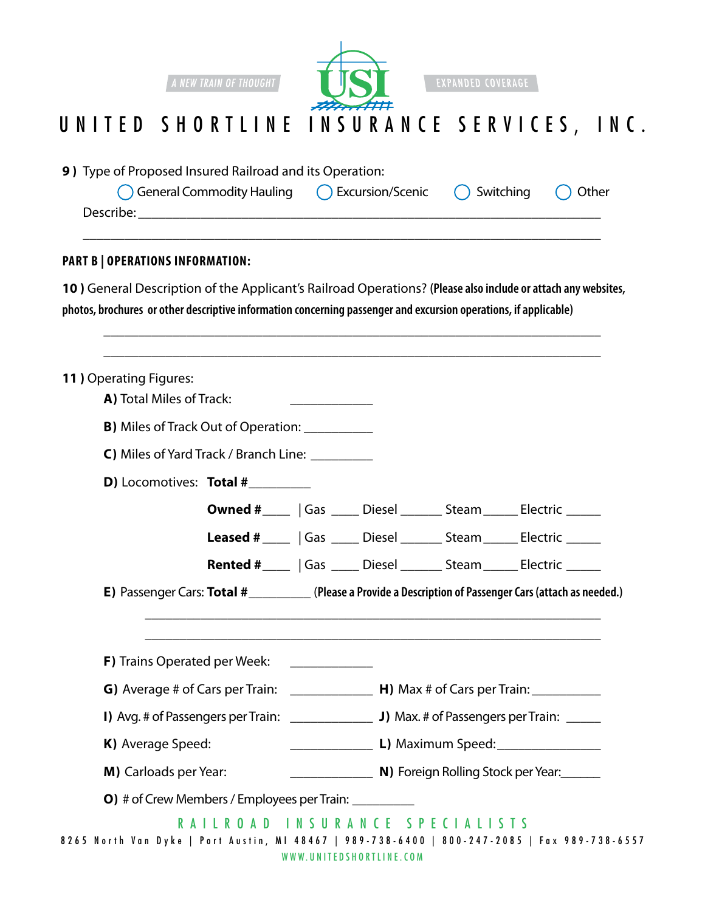# UNITED SHORTLINE INSURANCE SERVICES, INC.

A NEW TRAIN OF THOUGHT | EXPANDED COVERAGE

**9 )** Type of Proposed Insured Railroad and its Operation:

◯ General Commodity Hauling ◯ Excursion/Scenic ◯ Switching ◯ Other

Describe: ______________________________________________________________________

______________________________________________________________________________

**PART B | OPERATIONS INFORMATION:**

**10 )** General Description of the Applicant's Railroad Operations? **(Please also include or attach any websites, photos, brochures or other descriptive information concerning passenger and excursion operations, if applicable)**

______________________________________________________________________________

______________________________________________________________________________

**11 )** Operating Figures:

**A)** Total Miles of Track: ____________

**B)** Miles of Track Out of Operation: __________

**C)** Miles of Yard Track / Branch Line: _________

**D)** Locomotives: **Total #**_________

**Owned #**____ | Gas ____ Diesel ______ Steam _____ Electric _____

**Leased #**____ | Gas ____ Diesel ______ Steam _____ Electric _____

**Rented #**____ | Gas ____ Diesel ______ Steam _____ Electric _____

**E)** Passenger Cars: **Total #**_________ **(Please a Provide a Description of Passenger Cars (attach as needed.)**

______________________________________________________________________________

______________________________________________________________________________

**F)** Trains Operated per Week: ____________

**G)** Average # of Cars per Train: ____________ **H)** Max # of Cars per Train: __________

**I)** Avg. # of Passengers per Train: ____________ **J)** Max. # of Passengers per Train: _____

**K)** Average Speed: ____________ **L)** Maximum Speed: _______________

**M)** Carloads per Year: ____________ **N)** Foreign Rolling Stock per Year: ______

**O)** # of Crew Members / Employees per Train: _________

RAILROAD INSURANCE SPECIALISTS

8265 North Van Dyke | Port Austin, MI 48467 | 989-738-6400 | 800-247-2085 | Fax 989-738-6557

WWW.UNITEDSHORTLINE.COM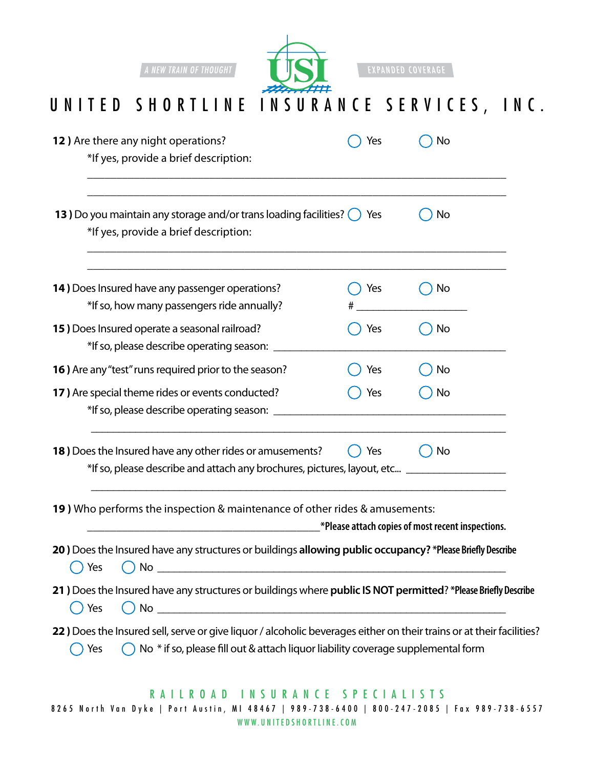**12 )** Are there any night operations? ◯ Yes ◯ No

*If yes, provide a brief description:

______________________________________________________________________

______________________________________________________________________

**13 )** Do you maintain any storage and/or trans loading facilities? ◯ Yes ◯ No

*If yes, provide a brief description:

______________________________________________________________________

______________________________________________________________________

**14 )** Does Insured have any passenger operations? ◯ Yes ◯ No

*If so, how many passengers ride annually? # ____________________

**15 )** Does Insured operate a seasonal railroad? ◯ Yes ◯ No

*If so, please describe operating season: ____________________________________________

**16 )** Are any "test" runs required prior to the season? ◯ Yes ◯ No

**17 )** Are special theme rides or events conducted? ◯ Yes ◯ No

*If so, please describe operating season: ____________________________________________

______________________________________________________________________

**18 )** Does the Insured have any other rides or amusements? ◯ Yes ◯ No

*If so, please describe and attach any brochures, pictures, layout, etc... ____________________

______________________________________________________________________

**19 )** Who performs the inspection & maintenance of other rides & amusements:

__________________________________________ ***Please attach copies of most recent inspections.**

**20 )** Does the Insured have any structures or buildings **allowing public occupancy?** ***Please Briefly Describe**

◯ Yes ◯ No ______________________________________________________________

**21 )** Does the Insured have any structures or buildings where **public IS NOT permitted**? ***Please Briefly Describe**

◯ Yes ◯ No ______________________________________________________________

**22 )** Does the Insured sell, serve or give liquor / alcoholic beverages either on their trains or at their facilities?

◯ Yes ◯ No * if so, please fill out & attach liquor liability coverage supplemental form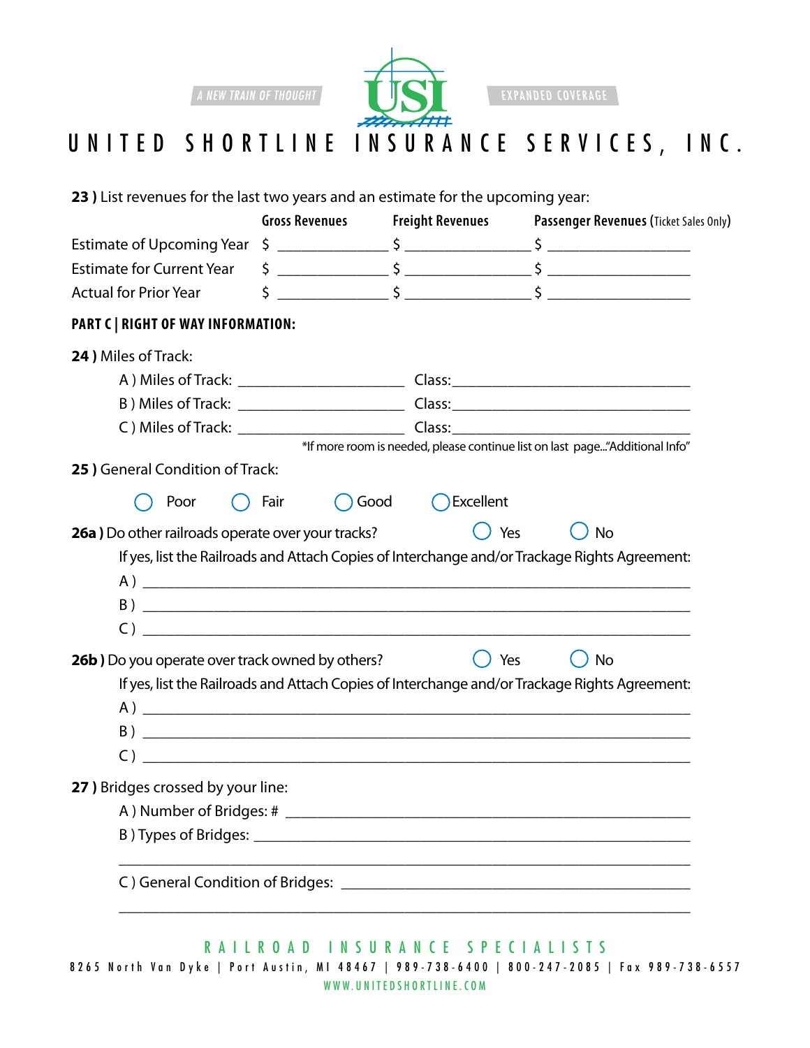**23 )** List revenues for the last two years and an estimate for the upcoming year:

| | Gross Revenues | Freight Revenues | Passenger Revenues (Ticket Sales Only) |
|---|---|---|---|
| Estimate of Upcoming Year | $ ______________ | $ ________________ | $ __________________ |
| Estimate for Current Year | $ ______________ | $ ________________ | $ __________________ |
| Actual for Prior Year | $ ______________ | $ ________________ | $ __________________ |

## PART C | RIGHT OF WAY INFORMATION:

**24 )** Miles of Track:

A ) Miles of Track: _____________________ Class:______________________________

B ) Miles of Track: _____________________ Class:______________________________

C ) Miles of Track: _____________________ Class:______________________________

*If more room is needed, please continue list on last page..."Additional Info"

**25 )** General Condition of Track:

◯ Poor ◯ Fair ◯ Good ◯ Excellent

**26a )** Do other railroads operate over your tracks? ◯ Yes ◯ No

If yes, list the Railroads and Attach Copies of Interchange and/or Trackage Rights Agreement:

A ) ______________________________________________________________________

B ) ______________________________________________________________________

C ) ______________________________________________________________________

**26b )** Do you operate over track owned by others? ◯ Yes ◯ No

If yes, list the Railroads and Attach Copies of Interchange and/or Trackage Rights Agreement:

A ) ______________________________________________________________________

B ) ______________________________________________________________________

C ) ______________________________________________________________________

**27 )** Bridges crossed by your line:

A ) Number of Bridges: # _______________________________________________________

B ) Types of Bridges: __________________________________________________________

_________________________________________________________________________

C ) General Condition of Bridges: _______________________________________________

_________________________________________________________________________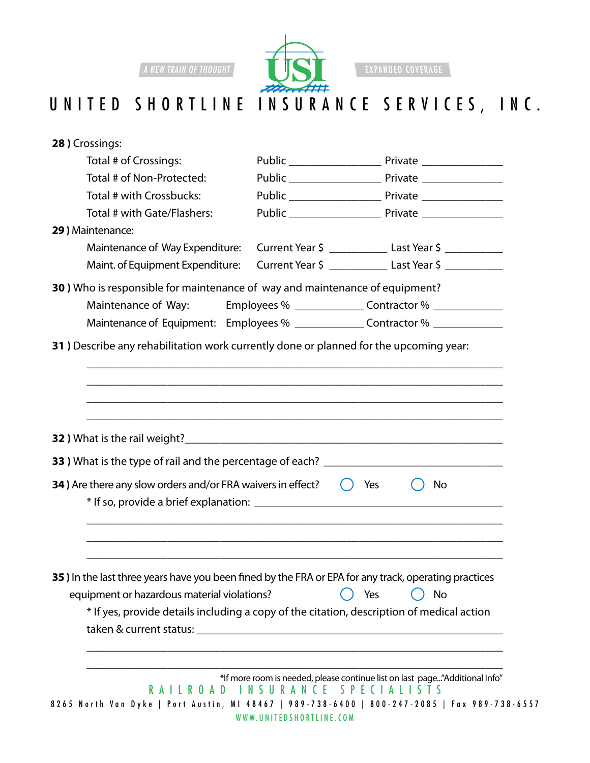**28 )** Crossings:

Total # of Crossings: Public ________________ Private ______________

Total # of Non-Protected: Public ________________ Private ______________

Total # with Crossbucks: Public ________________ Private ______________

Total # with Gate/Flashers: Public ________________ Private ______________

**29 )** Maintenance:

Maintenance of Way Expenditure: Current Year $ __________ Last Year $ __________

Maint. of Equipment Expenditure: Current Year $ __________ Last Year $ __________

**30 )** Who is responsible for maintenance of way and maintenance of equipment?

Maintenance of Way: Employees % ____________ Contractor % ____________

Maintenance of Equipment: Employees % ____________ Contractor % ____________

**31 )** Describe any rehabilitation work currently done or planned for the upcoming year:

______________________________________________________________________

______________________________________________________________________

______________________________________________________________________

______________________________________________________________________

**32 )** What is the rail weight?_____________________________________________

**33 )** What is the type of rail and the percentage of each? ______________________________

**34 )** Are there any slow orders and/or FRA waivers in effect? ◯ Yes ◯ No

\* If so, provide a brief explanation: ___________________________________________

______________________________________________________________________

______________________________________________________________________

______________________________________________________________________

**35 )** In the last three years have you been fined by the FRA or EPA for any track, operating practices equipment or hazardous material violations? ◯ Yes ◯ No

\* If yes, provide details including a copy of the citation, description of medical action taken & current status: ___________________________________________

______________________________________________________________________

______________________________________________________________________

*If more room is needed, please continue list on last page..."Additional Info"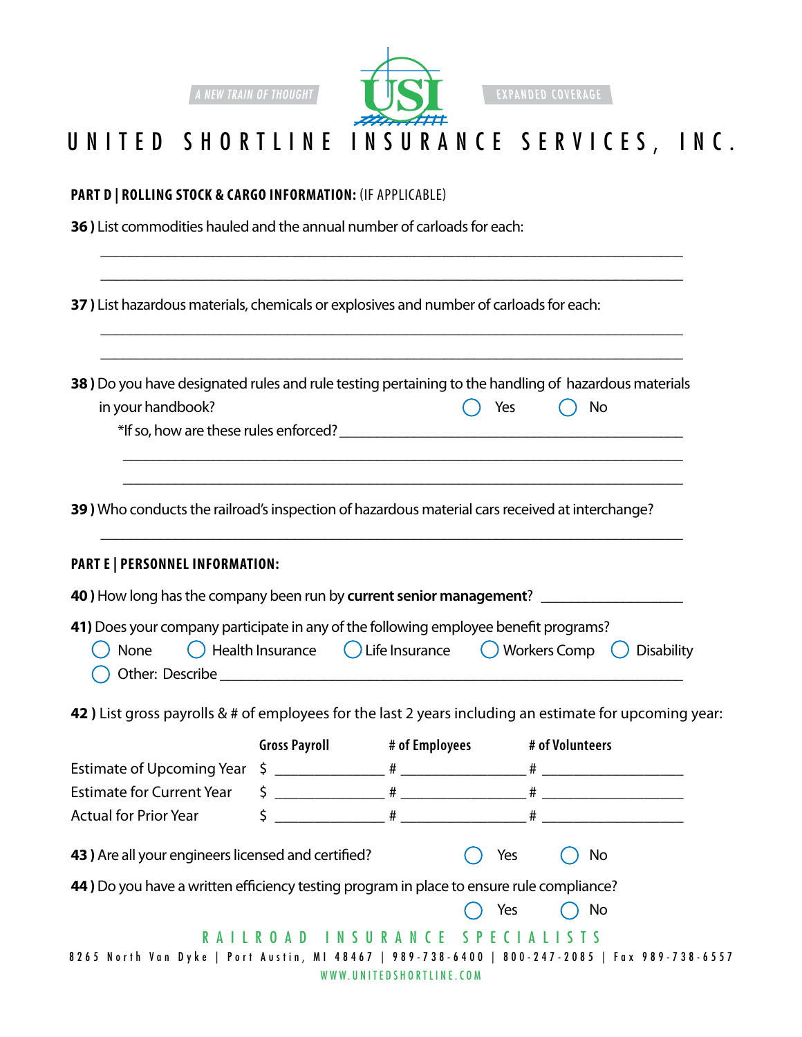A NEW TRAIN OF THOUGHT

EXPANDED COVERAGE

# UNITED SHORTLINE INSURANCE SERVICES, INC.

## PART D | ROLLING STOCK & CARGO INFORMATION: (IF APPLICABLE)

**36 )** List commodities hauled and the annual number of carloads for each:

_______________________________________________________________________________

_______________________________________________________________________________

**37 )** List hazardous materials, chemicals or explosives and number of carloads for each:

_______________________________________________________________________________

_______________________________________________________________________________

**38 )** Do you have designated rules and rule testing pertaining to the handling of hazardous materials in your handbook? ◯ Yes ◯ No

*If so, how are these rules enforced? ______________________________________________

_______________________________________________________________________________

_______________________________________________________________________________

**39 )** Who conducts the railroad's inspection of hazardous material cars received at interchange?

_______________________________________________________________________________

## PART E | PERSONNEL INFORMATION:

**40 )** How long has the company been run by **current senior management**? __________________

**41)** Does your company participate in any of the following employee benefit programs?

◯ None ◯ Health Insurance ◯ Life Insurance ◯ Workers Comp ◯ Disability

◯ Other: Describe ______________________________________________________________

**42 )** List gross payrolls & # of employees for the last 2 years including an estimate for upcoming year:

| | Gross Payroll | # of Employees | # of Volunteers |
|---|---|---|---|
| Estimate of Upcoming Year | $ ______________ | # ______________ | # ______________ |
| Estimate for Current Year | $ ______________ | # ______________ | # ______________ |
| Actual for Prior Year | $ ______________ | # ______________ | # ______________ |

**43 )** Are all your engineers licensed and certified? ◯ Yes ◯ No

**44 )** Do you have a written efficiency testing program in place to ensure rule compliance?

◯ Yes ◯ No

RAILROAD INSURANCE SPECIALISTS

8265 North Van Dyke | Port Austin, MI 48467 | 989-738-6400 | 800-247-2085 | Fax 989-738-6557

WWW.UNITEDSHORTLINE.COM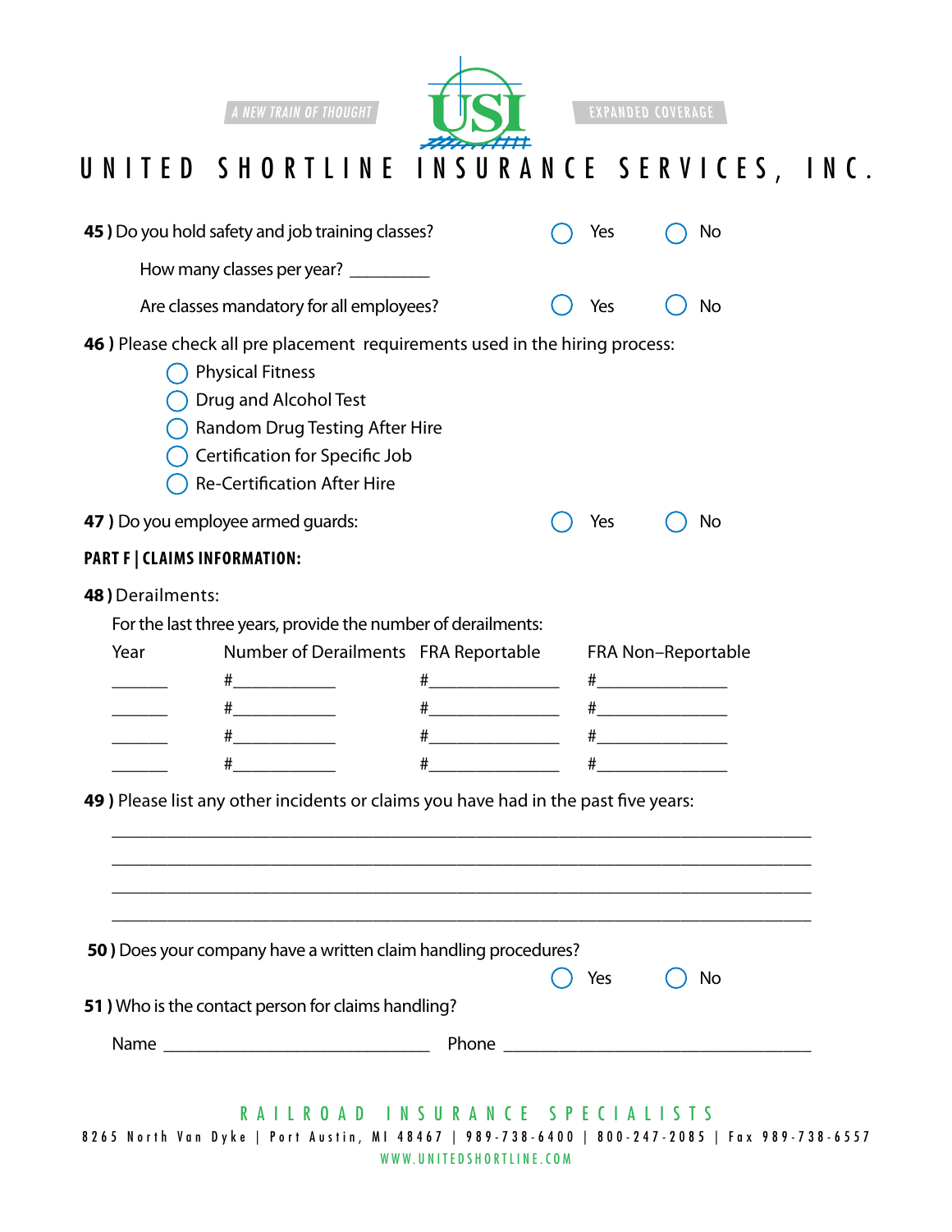**45 )** Do you hold safety and job training classes? ◯ Yes ◯ No

How many classes per year? _________

Are classes mandatory for all employees? ◯ Yes ◯ No

**46 )** Please check all pre placement requirements used in the hiring process:

- ◯ Physical Fitness
- ◯ Drug and Alcohol Test
- ◯ Random Drug Testing After Hire
- ◯ Certification for Specific Job
- ◯ Re-Certification After Hire

**47 )** Do you employee armed guards: ◯ Yes ◯ No

**PART F | CLAIMS INFORMATION:**

**48 )** Derailments:

For the last three years, provide the number of derailments:

| Year | Number of Derailments | FRA Reportable | FRA Non–Reportable |
|---|---|---|---|
| ______ | #___________ | #______________ | #______________ |
| ______ | #___________ | #______________ | #______________ |
| ______ | #___________ | #______________ | #______________ |
| ______ | #___________ | #______________ | #______________ |

**49 )** Please list any other incidents or claims you have had in the past five years:

______________________________________________________________________________

______________________________________________________________________________

______________________________________________________________________________

______________________________________________________________________________

**50 )** Does your company have a written claim handling procedures? ◯ Yes ◯ No

**51 )** Who is the contact person for claims handling?

Name ____________________________ Phone ________________________________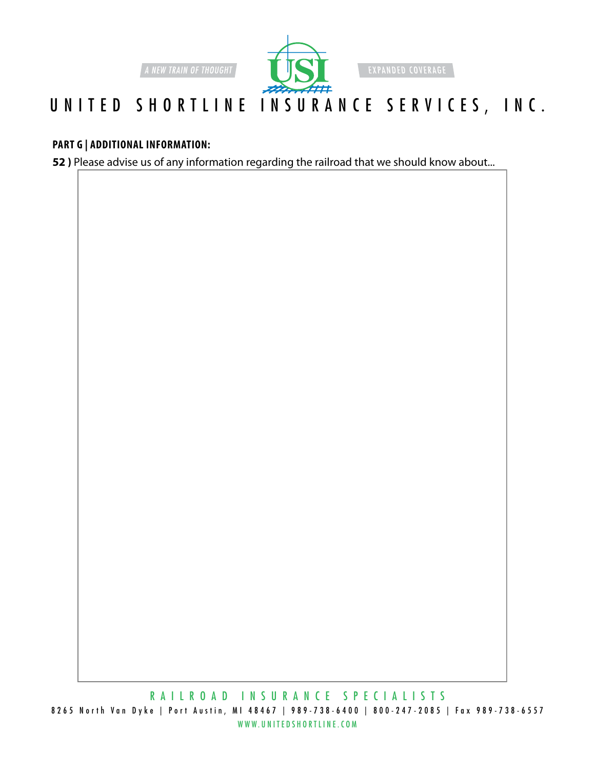**PART G | ADDITIONAL INFORMATION:**

**52 )** Please advise us of any information regarding the railroad that we should know about...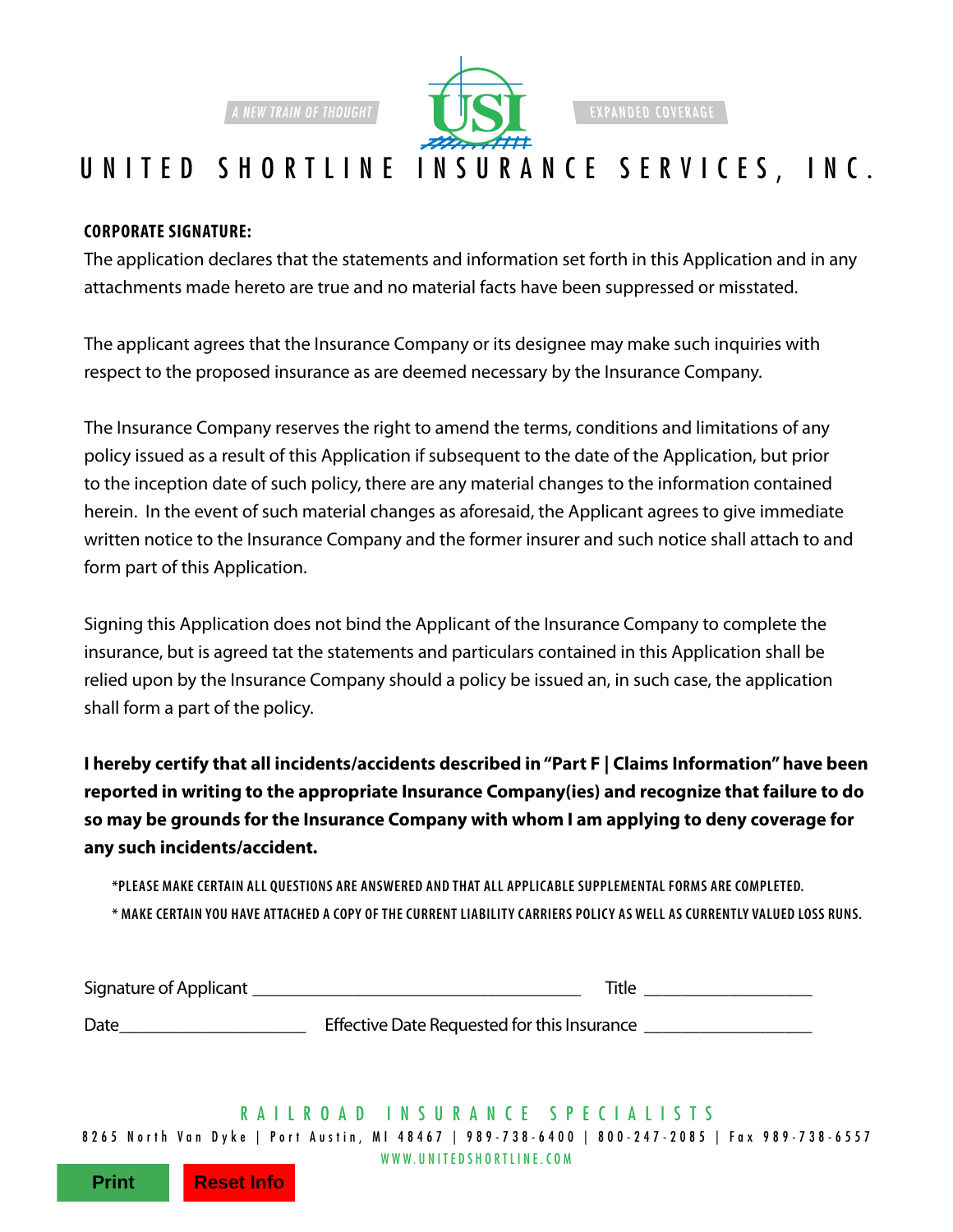A NEW TRAIN OF THOUGHT EXPANDED COVERAGE

# UNITED SHORTLINE INSURANCE SERVICES, INC.

**CORPORATE SIGNATURE:**

The application declares that the statements and information set forth in this Application and in any attachments made hereto are true and no material facts have been suppressed or misstated.

The applicant agrees that the Insurance Company or its designee may make such inquiries with respect to the proposed insurance as are deemed necessary by the Insurance Company.

The Insurance Company reserves the right to amend the terms, conditions and limitations of any policy issued as a result of this Application if subsequent to the date of the Application, but prior to the inception date of such policy, there are any material changes to the information contained herein. In the event of such material changes as aforesaid, the Applicant agrees to give immediate written notice to the Insurance Company and the former insurer and such notice shall attach to and form part of this Application.

Signing this Application does not bind the Applicant of the Insurance Company to complete the insurance, but is agreed tat the statements and particulars contained in this Application shall be relied upon by the Insurance Company should a policy be issued an, in such case, the application shall form a part of the policy.

**I hereby certify that all incidents/accidents described in "Part F | Claims Information" have been reported in writing to the appropriate Insurance Company(ies) and recognize that failure to do so may be grounds for the Insurance Company with whom I am applying to deny coverage for any such incidents/accident.**

*PLEASE MAKE CERTAIN ALL QUESTIONS ARE ANSWERED AND THAT ALL APPLICABLE SUPPLEMENTAL FORMS ARE COMPLETED.

* MAKE CERTAIN YOU HAVE ATTACHED A COPY OF THE CURRENT LIABILITY CARRIERS POLICY AS WELL AS CURRENTLY VALUED LOSS RUNS.

Signature of Applicant ______________________________ Title ________________

Date__________________ Effective Date Requested for this Insurance ________________

RAILROAD INSURANCE SPECIALISTS

8265 North Van Dyke | Port Austin, MI 48467 | 989-738-6400 | 800-247-2085 | Fax 989-738-6557

WWW.UNITEDSHORTLINE.COM

Print Reset Info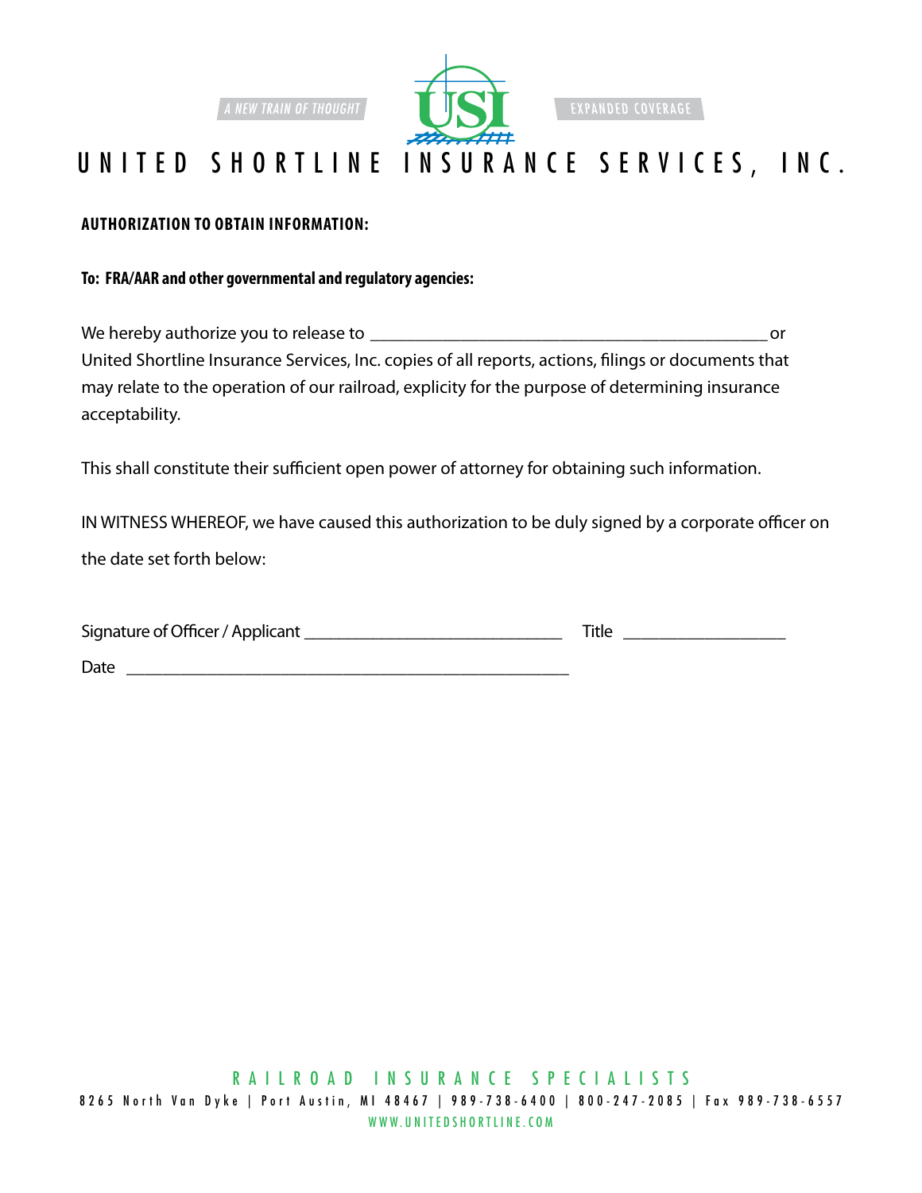A NEW TRAIN OF THOUGHT — USI — EXPANDED COVERAGE

# UNITED SHORTLINE INSURANCE SERVICES, INC.

**AUTHORIZATION TO OBTAIN INFORMATION:**

**To: FRA/AAR and other governmental and regulatory agencies:**

We hereby authorize you to release to _____________________________________________ or United Shortline Insurance Services, Inc. copies of all reports, actions, filings or documents that may relate to the operation of our railroad, explicity for the purpose of determining insurance acceptability.

This shall constitute their sufficient open power of attorney for obtaining such information.

IN WITNESS WHEREOF, we have caused this authorization to be duly signed by a corporate officer on the date set forth below:

Signature of Officer / Applicant _____________________________ Title __________________

Date __________________________________________________

RAILROAD INSURANCE SPECIALISTS

8265 North Van Dyke | Port Austin, MI 48467 | 989-738-6400 | 800-247-2085 | Fax 989-738-6557

WWW.UNITEDSHORTLINE.COM